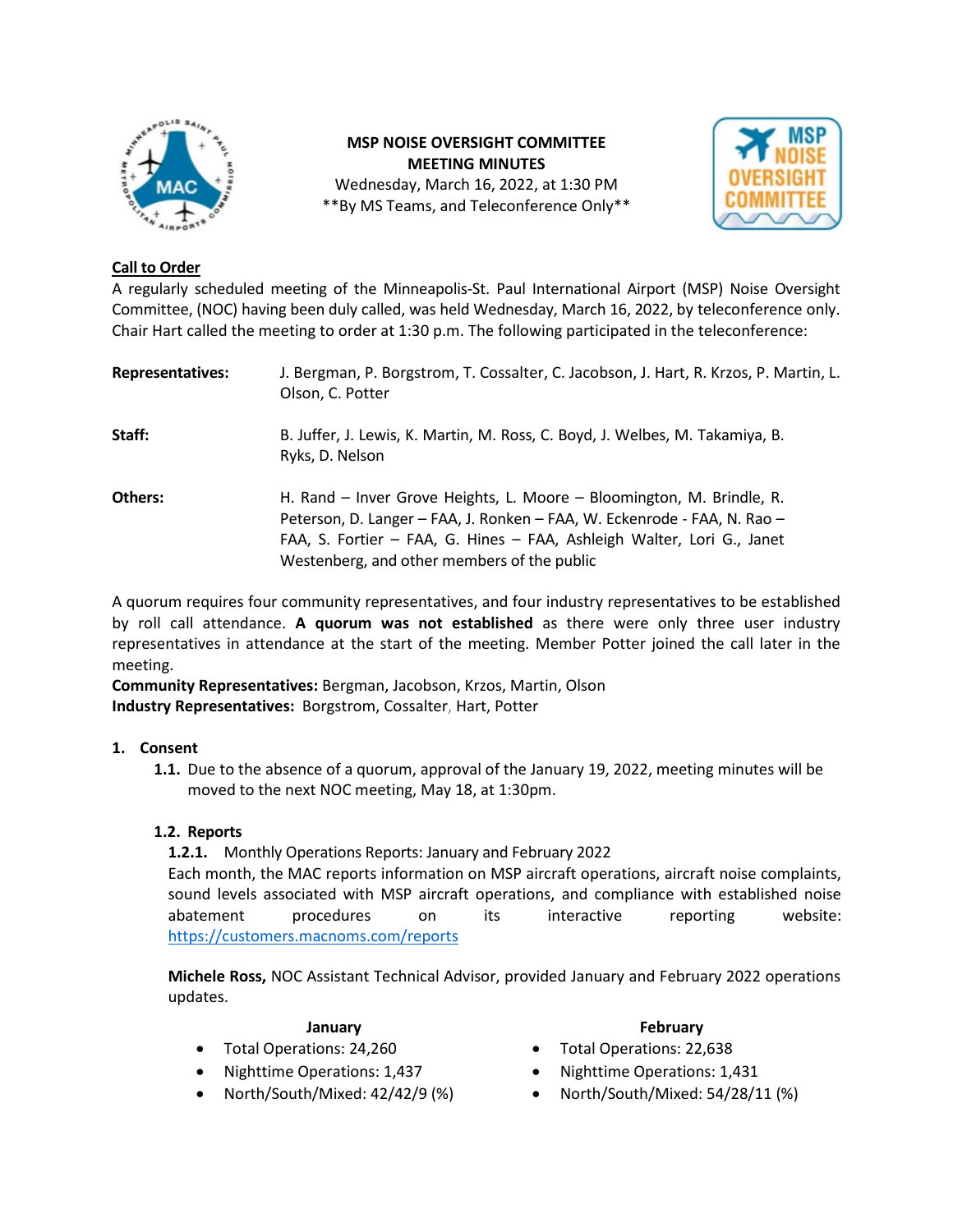# MSP NOISE OVERSIGHT COMMITTEE
## MEETING MINUTES

Wednesday, March 16, 2022, at 1:30 PM
**By MS Teams, and Teleconference Only**

### Call to Order

A regularly scheduled meeting of the Minneapolis-St. Paul International Airport (MSP) Noise Oversight Committee, (NOC) having been duly called, was held Wednesday, March 16, 2022, by teleconference only. Chair Hart called the meeting to order at 1:30 p.m. The following participated in the teleconference:

**Representatives:** J. Bergman, P. Borgstrom, T. Cossalter, C. Jacobson, J. Hart, R. Krzos, P. Martin, L. Olson, C. Potter

**Staff:** B. Juffer, J. Lewis, K. Martin, M. Ross, C. Boyd, J. Welbes, M. Takamiya, B. Ryks, D. Nelson

**Others:** H. Rand – Inver Grove Heights, L. Moore – Bloomington, M. Brindle, R. Peterson, D. Langer – FAA, J. Ronken – FAA, W. Eckenrode - FAA, N. Rao – FAA, S. Fortier – FAA, G. Hines – FAA, Ashleigh Walter, Lori G., Janet Westenberg, and other members of the public

A quorum requires four community representatives, and four industry representatives to be established by roll call attendance. **A quorum was not established** as there were only three user industry representatives in attendance at the start of the meeting. Member Potter joined the call later in the meeting.

**Community Representatives:** Bergman, Jacobson, Krzos, Martin, Olson
**Industry Representatives:** Borgstrom, Cossalter, Hart, Potter

1. **Consent**
   - **1.1.** Due to the absence of a quorum, approval of the January 19, 2022, meeting minutes will be moved to the next NOC meeting, May 18, at 1:30pm.
   - **1.2. Reports**
     - **1.2.1.** Monthly Operations Reports: January and February 2022

     Each month, the MAC reports information on MSP aircraft operations, aircraft noise complaints, sound levels associated with MSP aircraft operations, and compliance with established noise abatement procedures on its interactive reporting website: https://customers.macnoms.com/reports

     **Michele Ross,** NOC Assistant Technical Advisor, provided January and February 2022 operations updates.

     **January**
     - Total Operations: 24,260
     - Nighttime Operations: 1,437
     - North/South/Mixed: 42/42/9 (%)

     **February**
     - Total Operations: 22,638
     - Nighttime Operations: 1,431
     - North/South/Mixed: 54/28/11 (%)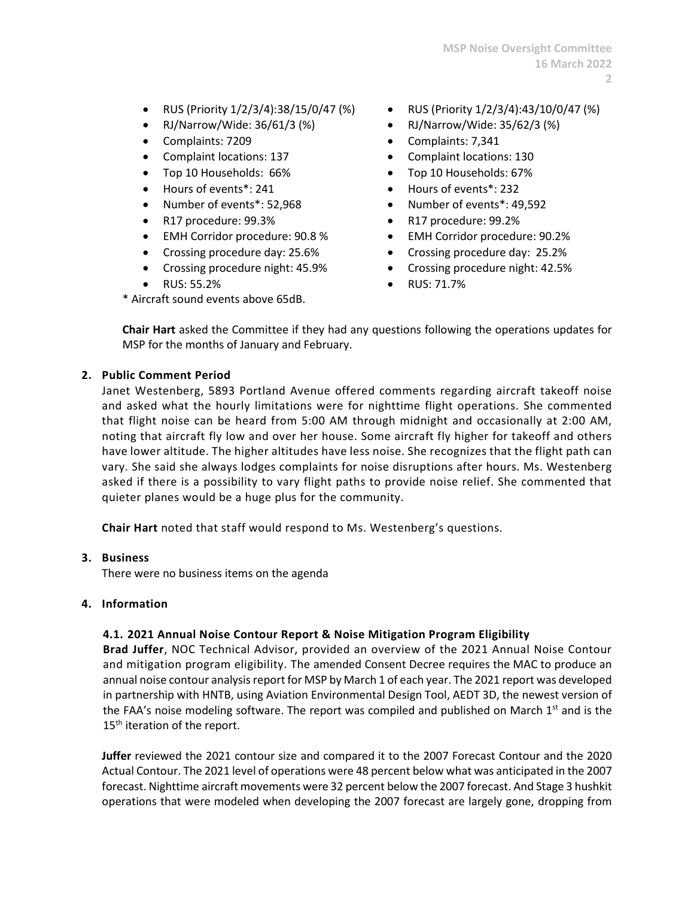- RUS (Priority 1/2/3/4):38/15/0/47 (%)
- RJ/Narrow/Wide: 36/61/3 (%)
- Complaints: 7209
- Complaint locations: 137
- Top 10 Households: 66%
- Hours of events*: 241
- Number of events*: 52,968
- R17 procedure: 99.3%
- EMH Corridor procedure: 90.8 %
- Crossing procedure day: 25.6%
- Crossing procedure night: 45.9%
- RUS: 55.2%

\* Aircraft sound events above 65dB.

- RUS (Priority 1/2/3/4):43/10/0/47 (%)
- RJ/Narrow/Wide: 35/62/3 (%)
- Complaints: 7,341
- Complaint locations: 130
- Top 10 Households: 67%
- Hours of events*: 232
- Number of events*: 49,592
- R17 procedure: 99.2%
- EMH Corridor procedure: 90.2%
- Crossing procedure day: 25.2%
- Crossing procedure night: 42.5%
- RUS: 71.7%

**Chair Hart** asked the Committee if they had any questions following the operations updates for MSP for the months of January and February.

## 2. Public Comment Period

Janet Westenberg, 5893 Portland Avenue offered comments regarding aircraft takeoff noise and asked what the hourly limitations were for nighttime flight operations. She commented that flight noise can be heard from 5:00 AM through midnight and occasionally at 2:00 AM, noting that aircraft fly low and over her house. Some aircraft fly higher for takeoff and others have lower altitude. The higher altitudes have less noise. She recognizes that the flight path can vary. She said she always lodges complaints for noise disruptions after hours. Ms. Westenberg asked if there is a possibility to vary flight paths to provide noise relief. She commented that quieter planes would be a huge plus for the community.

**Chair Hart** noted that staff would respond to Ms. Westenberg's questions.

## 3. Business

There were no business items on the agenda

## 4. Information

### 4.1. 2021 Annual Noise Contour Report & Noise Mitigation Program Eligibility

**Brad Juffer**, NOC Technical Advisor, provided an overview of the 2021 Annual Noise Contour and mitigation program eligibility. The amended Consent Decree requires the MAC to produce an annual noise contour analysis report for MSP by March 1 of each year. The 2021 report was developed in partnership with HNTB, using Aviation Environmental Design Tool, AEDT 3D, the newest version of the FAA's noise modeling software. The report was compiled and published on March 1st and is the 15th iteration of the report.

**Juffer** reviewed the 2021 contour size and compared it to the 2007 Forecast Contour and the 2020 Actual Contour. The 2021 level of operations were 48 percent below what was anticipated in the 2007 forecast. Nighttime aircraft movements were 32 percent below the 2007 forecast. And Stage 3 hushkit operations that were modeled when developing the 2007 forecast are largely gone, dropping from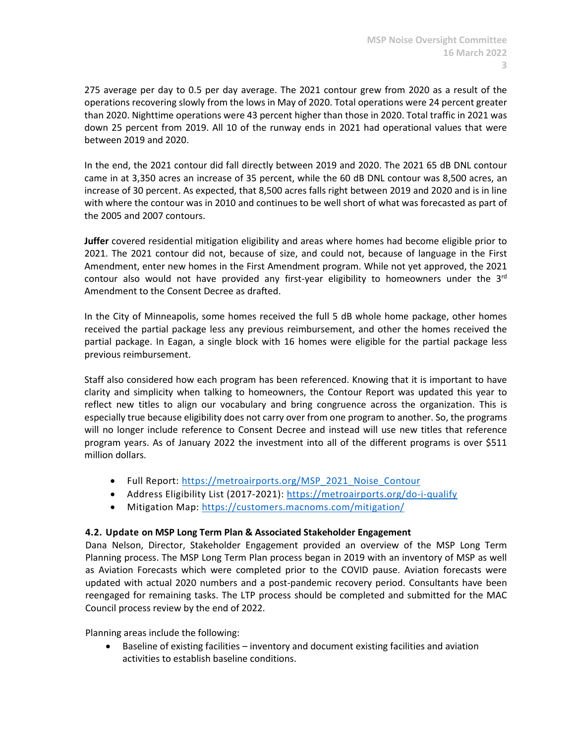275 average per day to 0.5 per day average. The 2021 contour grew from 2020 as a result of the operations recovering slowly from the lows in May of 2020. Total operations were 24 percent greater than 2020. Nighttime operations were 43 percent higher than those in 2020. Total traffic in 2021 was down 25 percent from 2019. All 10 of the runway ends in 2021 had operational values that were between 2019 and 2020.

In the end, the 2021 contour did fall directly between 2019 and 2020. The 2021 65 dB DNL contour came in at 3,350 acres an increase of 35 percent, while the 60 dB DNL contour was 8,500 acres, an increase of 30 percent. As expected, that 8,500 acres falls right between 2019 and 2020 and is in line with where the contour was in 2010 and continues to be well short of what was forecasted as part of the 2005 and 2007 contours.

**Juffer** covered residential mitigation eligibility and areas where homes had become eligible prior to 2021. The 2021 contour did not, because of size, and could not, because of language in the First Amendment, enter new homes in the First Amendment program. While not yet approved, the 2021 contour also would not have provided any first-year eligibility to homeowners under the 3rd Amendment to the Consent Decree as drafted.

In the City of Minneapolis, some homes received the full 5 dB whole home package, other homes received the partial package less any previous reimbursement, and other the homes received the partial package. In Eagan, a single block with 16 homes were eligible for the partial package less previous reimbursement.

Staff also considered how each program has been referenced. Knowing that it is important to have clarity and simplicity when talking to homeowners, the Contour Report was updated this year to reflect new titles to align our vocabulary and bring congruence across the organization. This is especially true because eligibility does not carry over from one program to another. So, the programs will no longer include reference to Consent Decree and instead will use new titles that reference program years. As of January 2022 the investment into all of the different programs is over $511 million dollars.

- Full Report: https://metroairports.org/MSP_2021_Noise_Contour
- Address Eligibility List (2017-2021): https://metroairports.org/do-i-qualify
- Mitigation Map: https://customers.macnoms.com/mitigation/

### 4.2. Update on MSP Long Term Plan & Associated Stakeholder Engagement

Dana Nelson, Director, Stakeholder Engagement provided an overview of the MSP Long Term Planning process. The MSP Long Term Plan process began in 2019 with an inventory of MSP as well as Aviation Forecasts which were completed prior to the COVID pause. Aviation forecasts were updated with actual 2020 numbers and a post-pandemic recovery period. Consultants have been reengaged for remaining tasks. The LTP process should be completed and submitted for the MAC Council process review by the end of 2022.

Planning areas include the following:

- Baseline of existing facilities – inventory and document existing facilities and aviation activities to establish baseline conditions.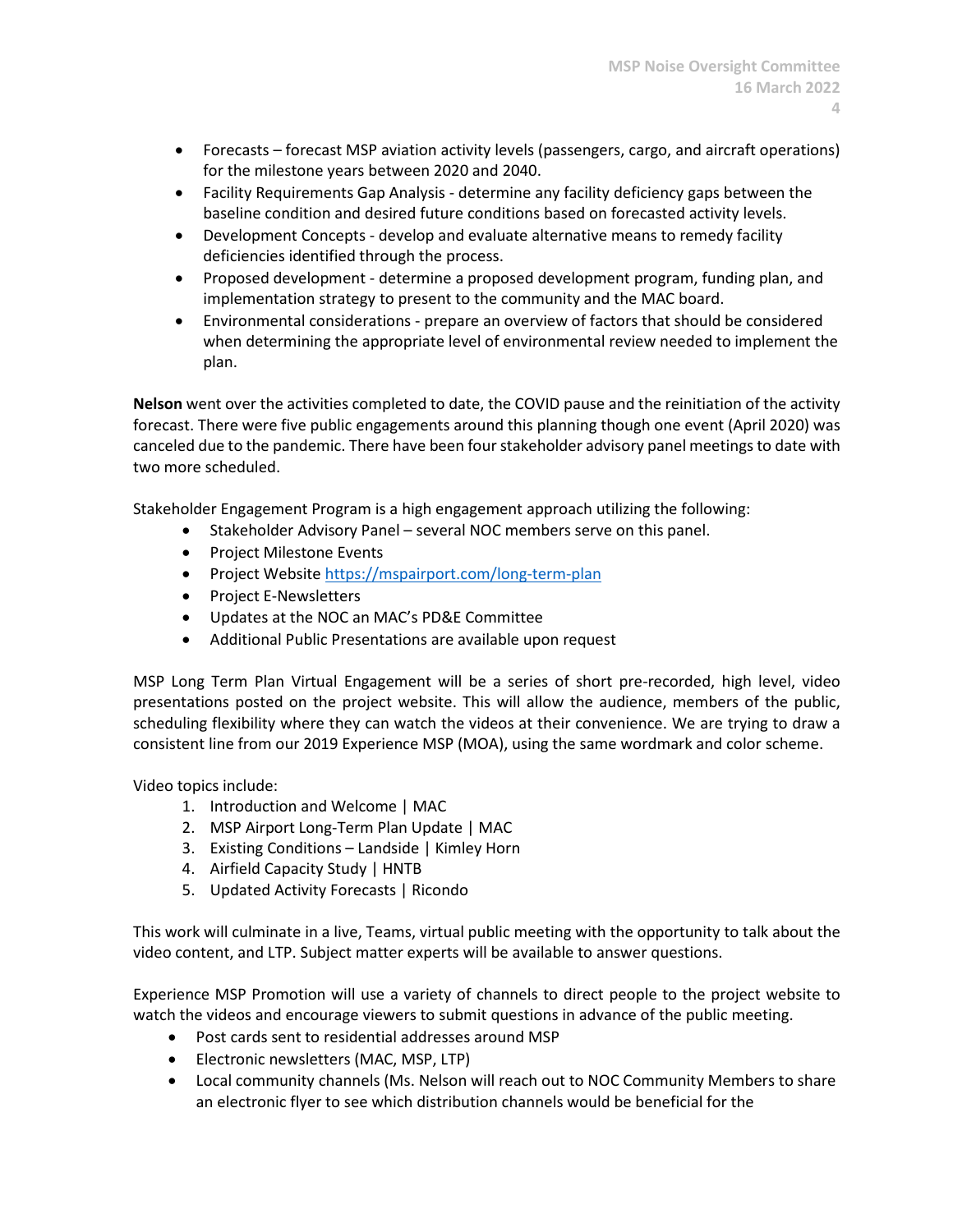- Forecasts – forecast MSP aviation activity levels (passengers, cargo, and aircraft operations) for the milestone years between 2020 and 2040.
- Facility Requirements Gap Analysis - determine any facility deficiency gaps between the baseline condition and desired future conditions based on forecasted activity levels.
- Development Concepts - develop and evaluate alternative means to remedy facility deficiencies identified through the process.
- Proposed development - determine a proposed development program, funding plan, and implementation strategy to present to the community and the MAC board.
- Environmental considerations - prepare an overview of factors that should be considered when determining the appropriate level of environmental review needed to implement the plan.

**Nelson** went over the activities completed to date, the COVID pause and the reinitiation of the activity forecast. There were five public engagements around this planning though one event (April 2020) was canceled due to the pandemic. There have been four stakeholder advisory panel meetings to date with two more scheduled.

Stakeholder Engagement Program is a high engagement approach utilizing the following:

- Stakeholder Advisory Panel – several NOC members serve on this panel.
- Project Milestone Events
- Project Website https://mspairport.com/long-term-plan
- Project E-Newsletters
- Updates at the NOC an MAC's PD&E Committee
- Additional Public Presentations are available upon request

MSP Long Term Plan Virtual Engagement will be a series of short pre-recorded, high level, video presentations posted on the project website. This will allow the audience, members of the public, scheduling flexibility where they can watch the videos at their convenience. We are trying to draw a consistent line from our 2019 Experience MSP (MOA), using the same wordmark and color scheme.

Video topics include:

1. Introduction and Welcome | MAC
2. MSP Airport Long-Term Plan Update | MAC
3. Existing Conditions – Landside | Kimley Horn
4. Airfield Capacity Study | HNTB
5. Updated Activity Forecasts | Ricondo

This work will culminate in a live, Teams, virtual public meeting with the opportunity to talk about the video content, and LTP. Subject matter experts will be available to answer questions.

Experience MSP Promotion will use a variety of channels to direct people to the project website to watch the videos and encourage viewers to submit questions in advance of the public meeting.

- Post cards sent to residential addresses around MSP
- Electronic newsletters (MAC, MSP, LTP)
- Local community channels (Ms. Nelson will reach out to NOC Community Members to share an electronic flyer to see which distribution channels would be beneficial for the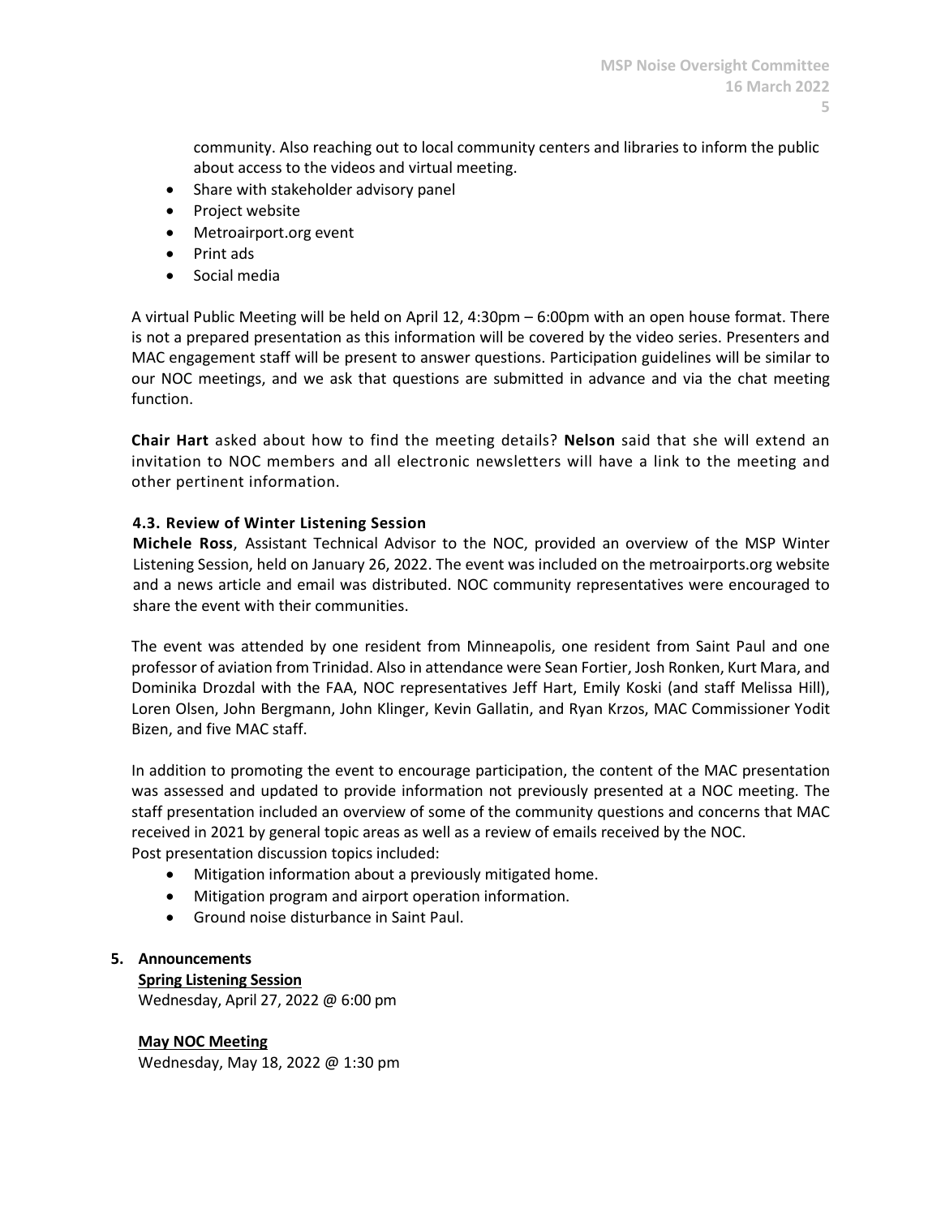community. Also reaching out to local community centers and libraries to inform the public about access to the videos and virtual meeting.

- Share with stakeholder advisory panel
- Project website
- Metroairport.org event
- Print ads
- Social media

A virtual Public Meeting will be held on April 12, 4:30pm – 6:00pm with an open house format. There is not a prepared presentation as this information will be covered by the video series. Presenters and MAC engagement staff will be present to answer questions. Participation guidelines will be similar to our NOC meetings, and we ask that questions are submitted in advance and via the chat meeting function.

**Chair Hart** asked about how to find the meeting details? **Nelson** said that she will extend an invitation to NOC members and all electronic newsletters will have a link to the meeting and other pertinent information.

### 4.3. Review of Winter Listening Session

**Michele Ross**, Assistant Technical Advisor to the NOC, provided an overview of the MSP Winter Listening Session, held on January 26, 2022. The event was included on the metroairports.org website and a news article and email was distributed. NOC community representatives were encouraged to share the event with their communities.

The event was attended by one resident from Minneapolis, one resident from Saint Paul and one professor of aviation from Trinidad. Also in attendance were Sean Fortier, Josh Ronken, Kurt Mara, and Dominika Drozdal with the FAA, NOC representatives Jeff Hart, Emily Koski (and staff Melissa Hill), Loren Olsen, John Bergmann, John Klinger, Kevin Gallatin, and Ryan Krzos, MAC Commissioner Yodit Bizen, and five MAC staff.

In addition to promoting the event to encourage participation, the content of the MAC presentation was assessed and updated to provide information not previously presented at a NOC meeting. The staff presentation included an overview of some of the community questions and concerns that MAC received in 2021 by general topic areas as well as a review of emails received by the NOC.
Post presentation discussion topics included:

- Mitigation information about a previously mitigated home.
- Mitigation program and airport operation information.
- Ground noise disturbance in Saint Paul.

## 5. Announcements

**<u>Spring Listening Session</u>**
Wednesday, April 27, 2022 @ 6:00 pm

**<u>May NOC Meeting</u>**
Wednesday, May 18, 2022 @ 1:30 pm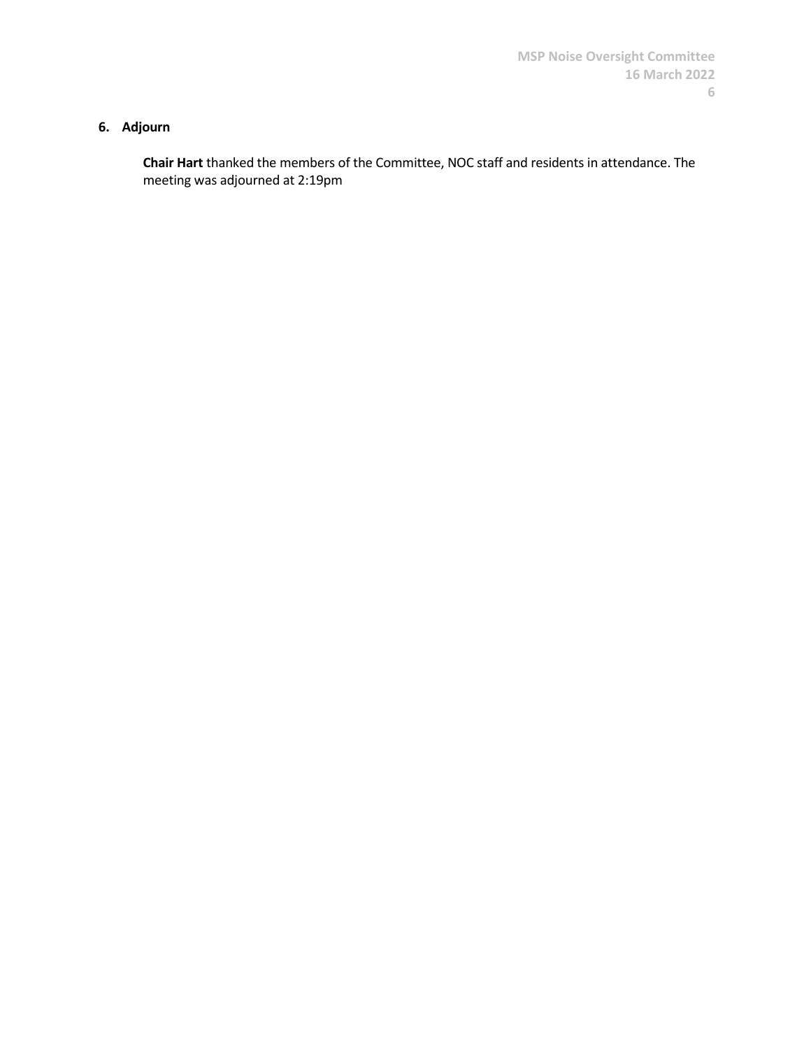## 6. Adjourn

**Chair Hart** thanked the members of the Committee, NOC staff and residents in attendance. The meeting was adjourned at 2:19pm